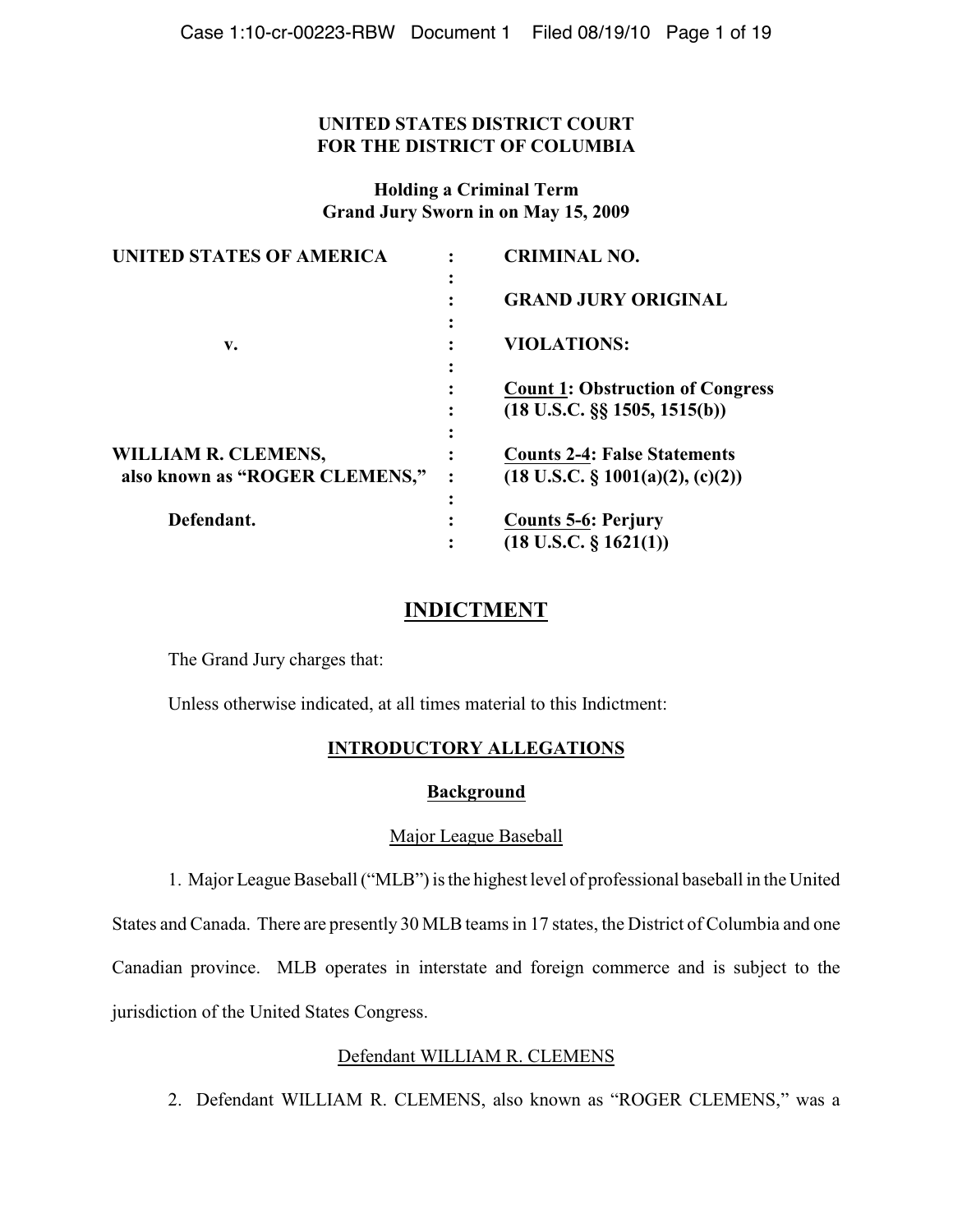**UNITED STATES DISTRICT COURT**
**FOR THE DISTRICT OF COLUMBIA**

**Holding a Criminal Term**
**Grand Jury Sworn in on May 15, 2009**

| | | |
|---|---|---|
| **UNITED STATES OF AMERICA** | : | **CRIMINAL NO.** |
| | : | |
| | : | **GRAND JURY ORIGINAL** |
| | : | |
| **v.** | : | **VIOLATIONS:** |
| | : | |
| | : | **Count 1: Obstruction of Congress (18 U.S.C. §§ 1505, 1515(b))** |
| | : | |
| **WILLIAM R. CLEMENS, also known as "ROGER CLEMENS,"** | : | **Counts 2-4: False Statements (18 U.S.C. § 1001(a)(2), (c)(2))** |
| | : | |
| **Defendant.** | : | **Counts 5-6: Perjury (18 U.S.C. § 1621(1))** |

# INDICTMENT

The Grand Jury charges that:

Unless otherwise indicated, at all times material to this Indictment:

## INTRODUCTORY ALLEGATIONS

### Background

Major League Baseball

1. Major League Baseball ("MLB") is the highest level of professional baseball in the United States and Canada. There are presently 30 MLB teams in 17 states, the District of Columbia and one Canadian province. MLB operates in interstate and foreign commerce and is subject to the jurisdiction of the United States Congress.

Defendant WILLIAM R. CLEMENS

2. Defendant WILLIAM R. CLEMENS, also known as "ROGER CLEMENS," was a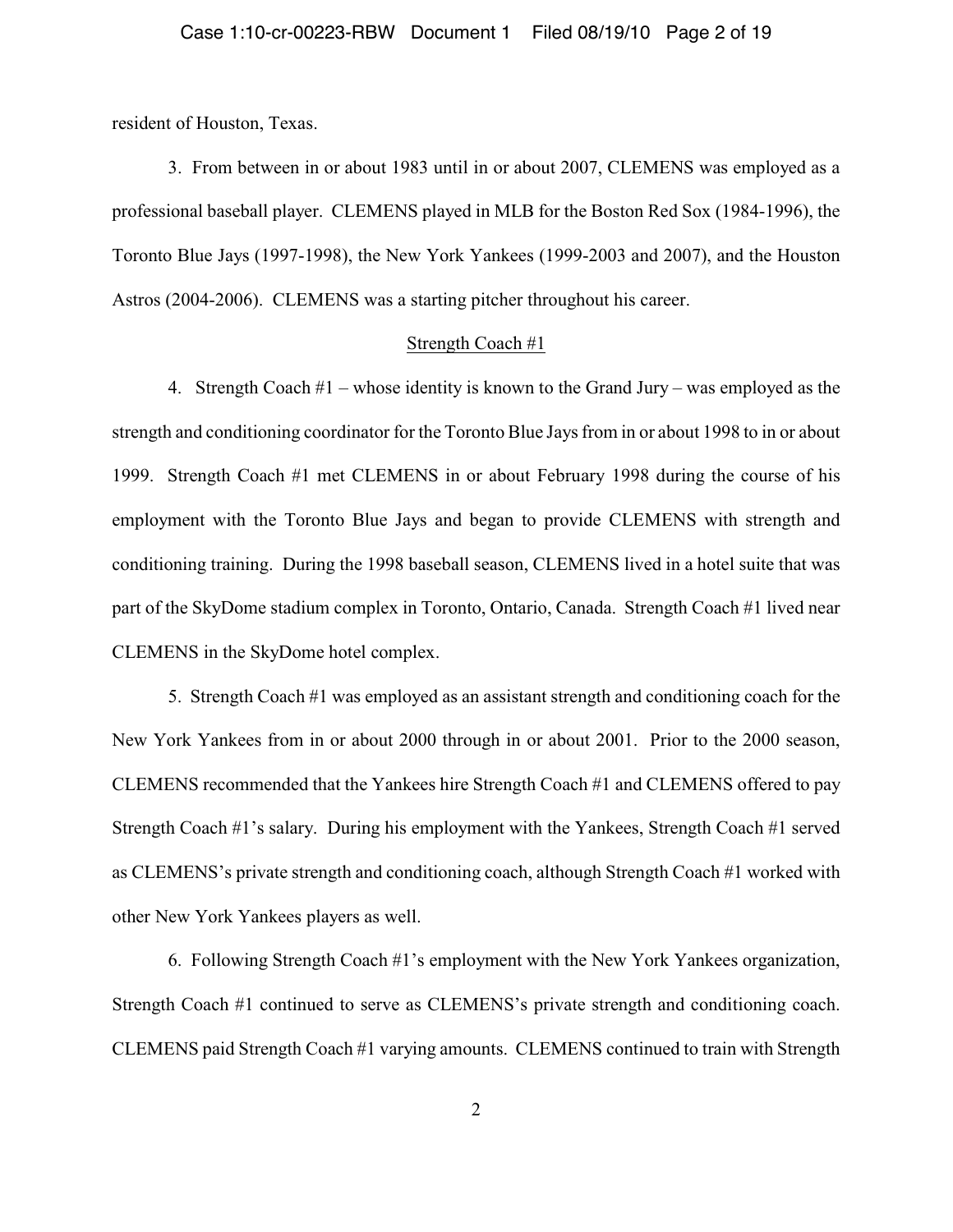resident of Houston, Texas.

3. From between in or about 1983 until in or about 2007, CLEMENS was employed as a professional baseball player. CLEMENS played in MLB for the Boston Red Sox (1984-1996), the Toronto Blue Jays (1997-1998), the New York Yankees (1999-2003 and 2007), and the Houston Astros (2004-2006). CLEMENS was a starting pitcher throughout his career.

## Strength Coach #1

4. Strength Coach #1 – whose identity is known to the Grand Jury – was employed as the strength and conditioning coordinator for the Toronto Blue Jays from in or about 1998 to in or about 1999. Strength Coach #1 met CLEMENS in or about February 1998 during the course of his employment with the Toronto Blue Jays and began to provide CLEMENS with strength and conditioning training. During the 1998 baseball season, CLEMENS lived in a hotel suite that was part of the SkyDome stadium complex in Toronto, Ontario, Canada. Strength Coach #1 lived near CLEMENS in the SkyDome hotel complex.

5. Strength Coach #1 was employed as an assistant strength and conditioning coach for the New York Yankees from in or about 2000 through in or about 2001. Prior to the 2000 season, CLEMENS recommended that the Yankees hire Strength Coach #1 and CLEMENS offered to pay Strength Coach #1's salary. During his employment with the Yankees, Strength Coach #1 served as CLEMENS's private strength and conditioning coach, although Strength Coach #1 worked with other New York Yankees players as well.

6. Following Strength Coach #1's employment with the New York Yankees organization, Strength Coach #1 continued to serve as CLEMENS's private strength and conditioning coach. CLEMENS paid Strength Coach #1 varying amounts. CLEMENS continued to train with Strength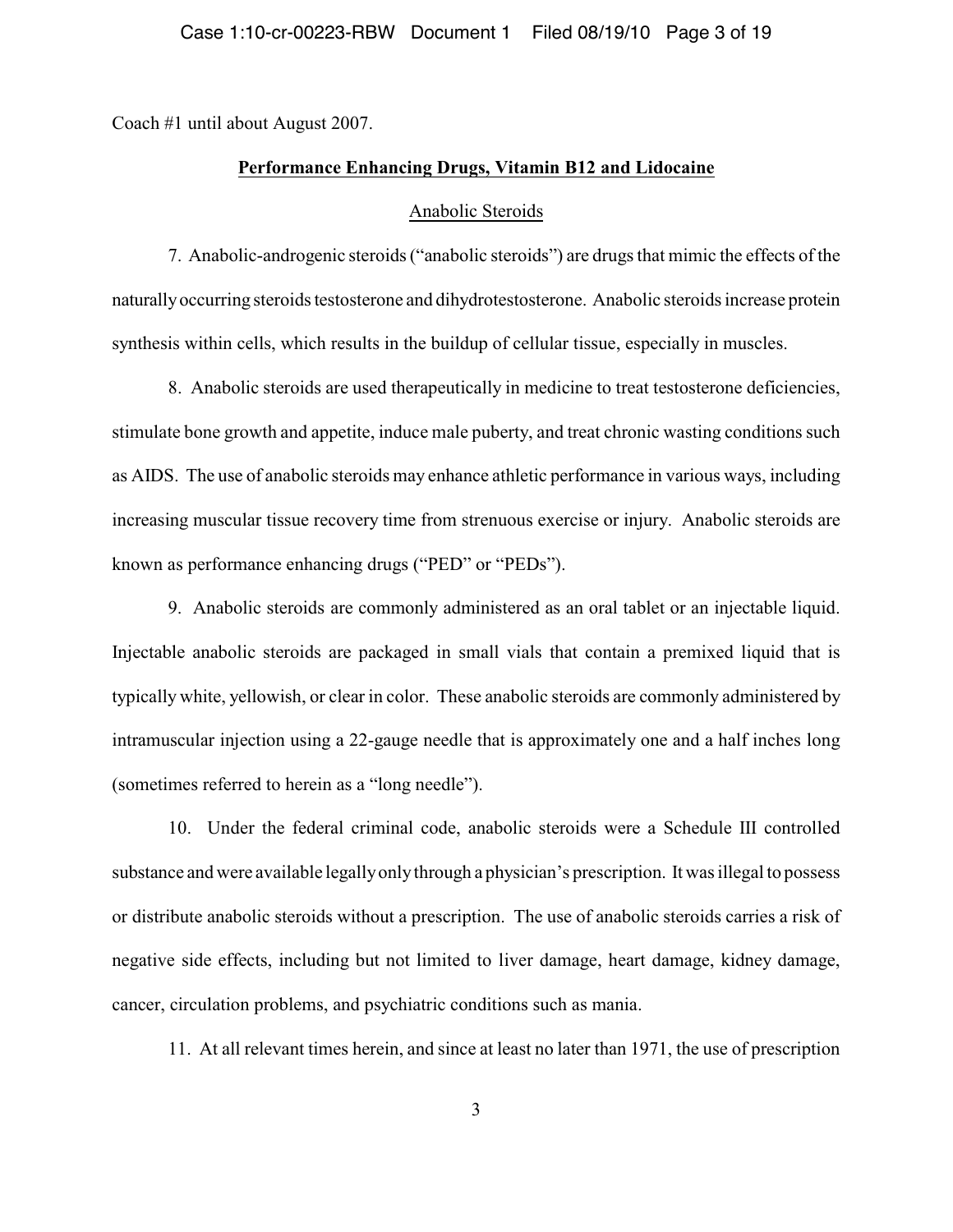Coach #1 until about August 2007.

**Performance Enhancing Drugs, Vitamin B12 and Lidocaine**

Anabolic Steroids

7. Anabolic-androgenic steroids ("anabolic steroids") are drugs that mimic the effects of the naturally occurring steroids testosterone and dihydrotestosterone. Anabolic steroids increase protein synthesis within cells, which results in the buildup of cellular tissue, especially in muscles.

8. Anabolic steroids are used therapeutically in medicine to treat testosterone deficiencies, stimulate bone growth and appetite, induce male puberty, and treat chronic wasting conditions such as AIDS. The use of anabolic steroids may enhance athletic performance in various ways, including increasing muscular tissue recovery time from strenuous exercise or injury. Anabolic steroids are known as performance enhancing drugs ("PED" or "PEDs").

9. Anabolic steroids are commonly administered as an oral tablet or an injectable liquid. Injectable anabolic steroids are packaged in small vials that contain a premixed liquid that is typically white, yellowish, or clear in color. These anabolic steroids are commonly administered by intramuscular injection using a 22-gauge needle that is approximately one and a half inches long (sometimes referred to herein as a "long needle").

10. Under the federal criminal code, anabolic steroids were a Schedule III controlled substance and were available legally only through a physician's prescription. It was illegal to possess or distribute anabolic steroids without a prescription. The use of anabolic steroids carries a risk of negative side effects, including but not limited to liver damage, heart damage, kidney damage, cancer, circulation problems, and psychiatric conditions such as mania.

11. At all relevant times herein, and since at least no later than 1971, the use of prescription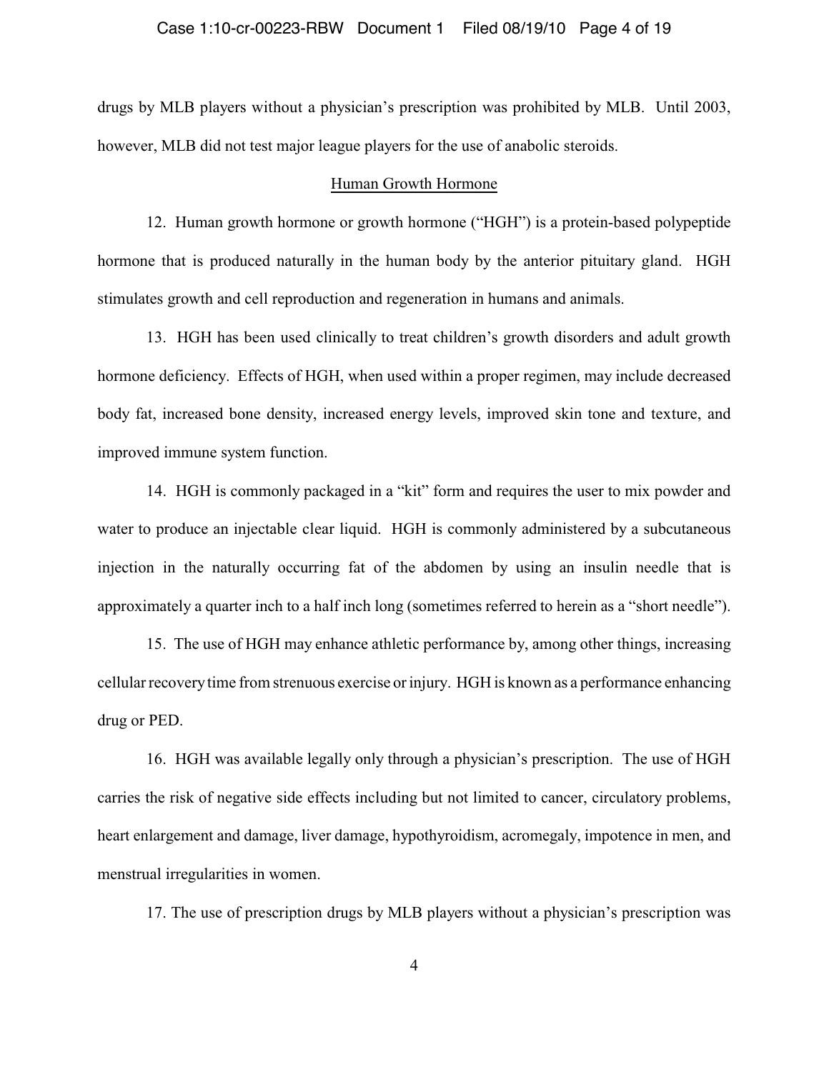drugs by MLB players without a physician's prescription was prohibited by MLB. Until 2003, however, MLB did not test major league players for the use of anabolic steroids.

## Human Growth Hormone

12. Human growth hormone or growth hormone ("HGH") is a protein-based polypeptide hormone that is produced naturally in the human body by the anterior pituitary gland. HGH stimulates growth and cell reproduction and regeneration in humans and animals.

13. HGH has been used clinically to treat children's growth disorders and adult growth hormone deficiency. Effects of HGH, when used within a proper regimen, may include decreased body fat, increased bone density, increased energy levels, improved skin tone and texture, and improved immune system function.

14. HGH is commonly packaged in a "kit" form and requires the user to mix powder and water to produce an injectable clear liquid. HGH is commonly administered by a subcutaneous injection in the naturally occurring fat of the abdomen by using an insulin needle that is approximately a quarter inch to a half inch long (sometimes referred to herein as a "short needle").

15. The use of HGH may enhance athletic performance by, among other things, increasing cellular recovery time from strenuous exercise or injury. HGH is known as a performance enhancing drug or PED.

16. HGH was available legally only through a physician's prescription. The use of HGH carries the risk of negative side effects including but not limited to cancer, circulatory problems, heart enlargement and damage, liver damage, hypothyroidism, acromegaly, impotence in men, and menstrual irregularities in women.

17. The use of prescription drugs by MLB players without a physician's prescription was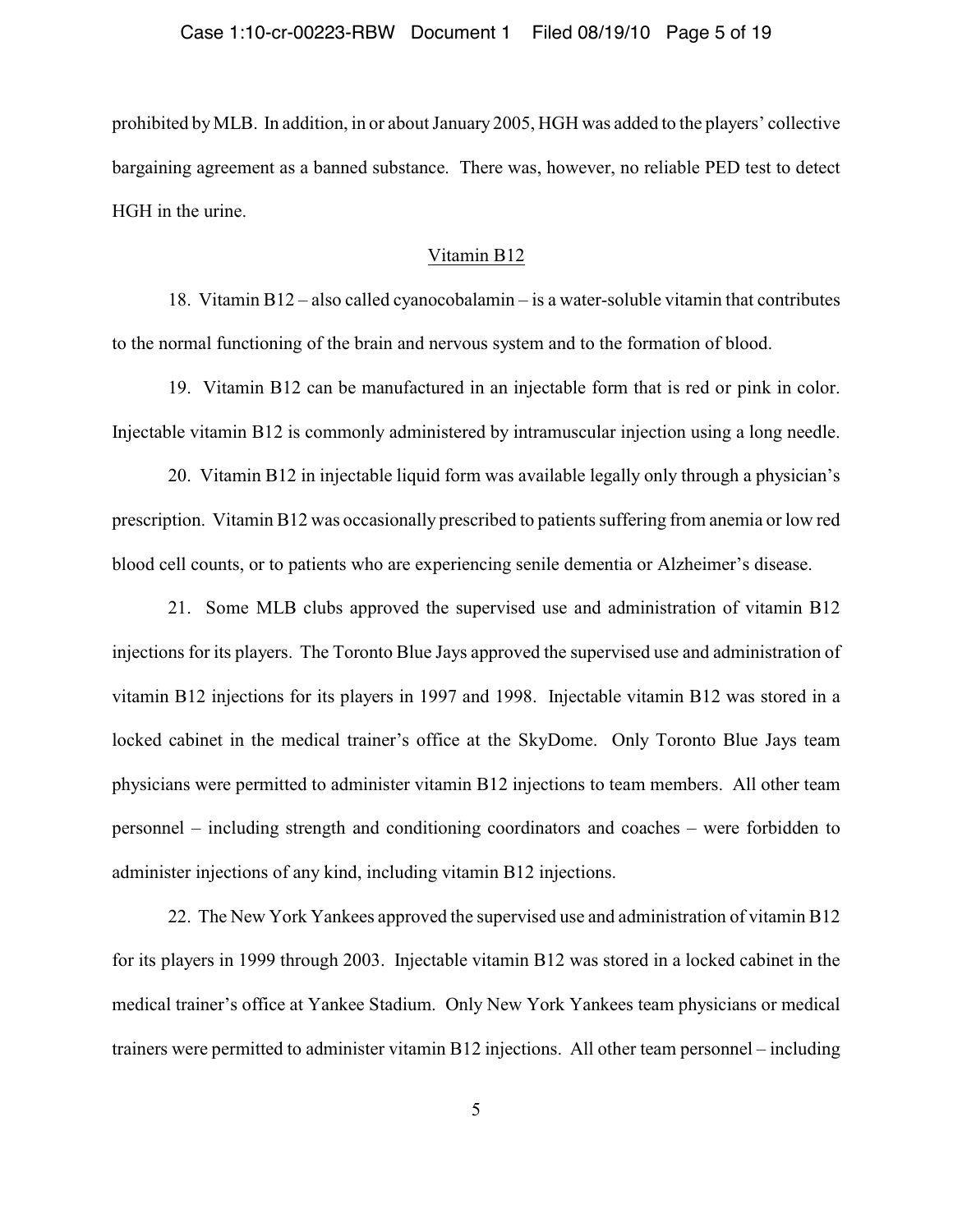prohibited by MLB. In addition, in or about January 2005, HGH was added to the players' collective bargaining agreement as a banned substance. There was, however, no reliable PED test to detect HGH in the urine.

## Vitamin B12

18. Vitamin B12 – also called cyanocobalamin – is a water-soluble vitamin that contributes to the normal functioning of the brain and nervous system and to the formation of blood.

19. Vitamin B12 can be manufactured in an injectable form that is red or pink in color. Injectable vitamin B12 is commonly administered by intramuscular injection using a long needle.

20. Vitamin B12 in injectable liquid form was available legally only through a physician's prescription. Vitamin B12 was occasionally prescribed to patients suffering from anemia or low red blood cell counts, or to patients who are experiencing senile dementia or Alzheimer's disease.

21. Some MLB clubs approved the supervised use and administration of vitamin B12 injections for its players. The Toronto Blue Jays approved the supervised use and administration of vitamin B12 injections for its players in 1997 and 1998. Injectable vitamin B12 was stored in a locked cabinet in the medical trainer's office at the SkyDome. Only Toronto Blue Jays team physicians were permitted to administer vitamin B12 injections to team members. All other team personnel – including strength and conditioning coordinators and coaches – were forbidden to administer injections of any kind, including vitamin B12 injections.

22. The New York Yankees approved the supervised use and administration of vitamin B12 for its players in 1999 through 2003. Injectable vitamin B12 was stored in a locked cabinet in the medical trainer's office at Yankee Stadium. Only New York Yankees team physicians or medical trainers were permitted to administer vitamin B12 injections. All other team personnel – including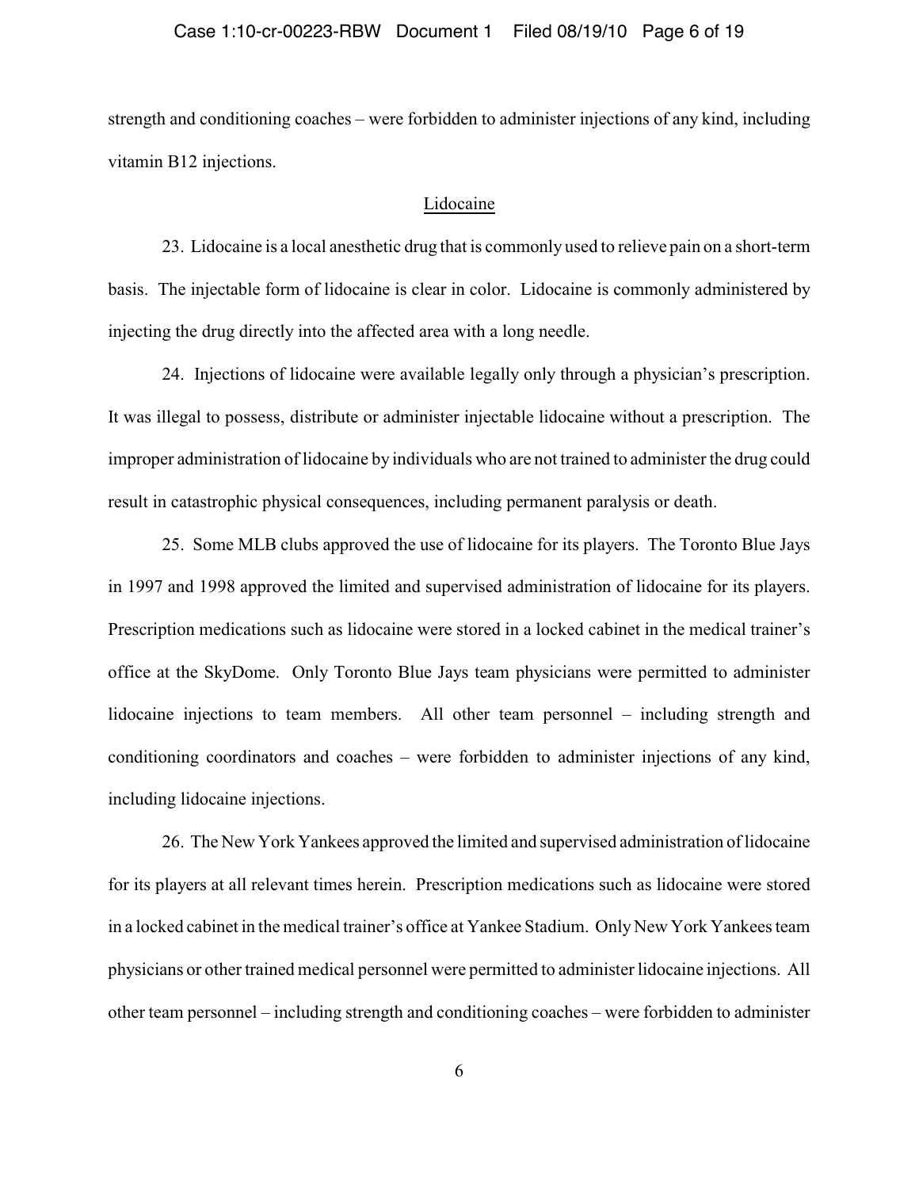strength and conditioning coaches – were forbidden to administer injections of any kind, including vitamin B12 injections.

## Lidocaine

23. Lidocaine is a local anesthetic drug that is commonly used to relieve pain on a short-term basis. The injectable form of lidocaine is clear in color. Lidocaine is commonly administered by injecting the drug directly into the affected area with a long needle.

24. Injections of lidocaine were available legally only through a physician's prescription. It was illegal to possess, distribute or administer injectable lidocaine without a prescription. The improper administration of lidocaine by individuals who are not trained to administer the drug could result in catastrophic physical consequences, including permanent paralysis or death.

25. Some MLB clubs approved the use of lidocaine for its players. The Toronto Blue Jays in 1997 and 1998 approved the limited and supervised administration of lidocaine for its players. Prescription medications such as lidocaine were stored in a locked cabinet in the medical trainer's office at the SkyDome. Only Toronto Blue Jays team physicians were permitted to administer lidocaine injections to team members. All other team personnel – including strength and conditioning coordinators and coaches – were forbidden to administer injections of any kind, including lidocaine injections.

26. The New York Yankees approved the limited and supervised administration of lidocaine for its players at all relevant times herein. Prescription medications such as lidocaine were stored in a locked cabinet in the medical trainer's office at Yankee Stadium. Only New York Yankees team physicians or other trained medical personnel were permitted to administer lidocaine injections. All other team personnel – including strength and conditioning coaches – were forbidden to administer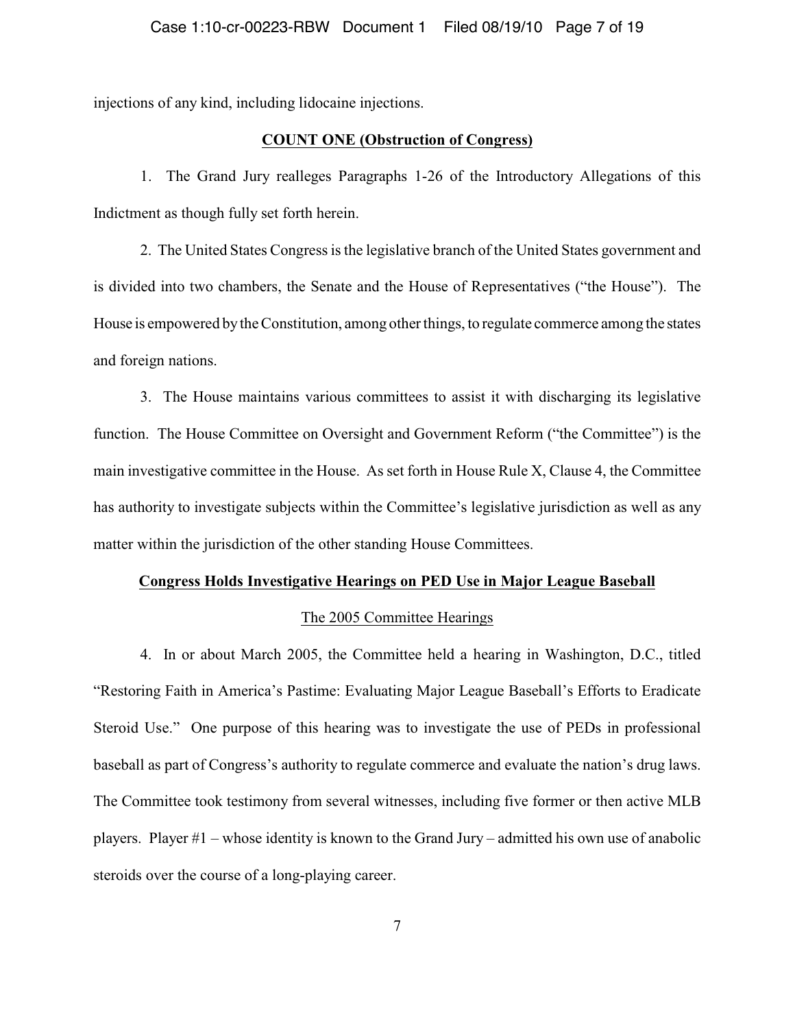injections of any kind, including lidocaine injections.

## COUNT ONE (Obstruction of Congress)

1. The Grand Jury realleges Paragraphs 1-26 of the Introductory Allegations of this Indictment as though fully set forth herein.

2. The United States Congress is the legislative branch of the United States government and is divided into two chambers, the Senate and the House of Representatives ("the House"). The House is empowered by the Constitution, among other things, to regulate commerce among the states and foreign nations.

3. The House maintains various committees to assist it with discharging its legislative function. The House Committee on Oversight and Government Reform ("the Committee") is the main investigative committee in the House. As set forth in House Rule X, Clause 4, the Committee has authority to investigate subjects within the Committee's legislative jurisdiction as well as any matter within the jurisdiction of the other standing House Committees.

### Congress Holds Investigative Hearings on PED Use in Major League Baseball

#### The 2005 Committee Hearings

4. In or about March 2005, the Committee held a hearing in Washington, D.C., titled "Restoring Faith in America's Pastime: Evaluating Major League Baseball's Efforts to Eradicate Steroid Use." One purpose of this hearing was to investigate the use of PEDs in professional baseball as part of Congress's authority to regulate commerce and evaluate the nation's drug laws. The Committee took testimony from several witnesses, including five former or then active MLB players. Player #1 – whose identity is known to the Grand Jury – admitted his own use of anabolic steroids over the course of a long-playing career.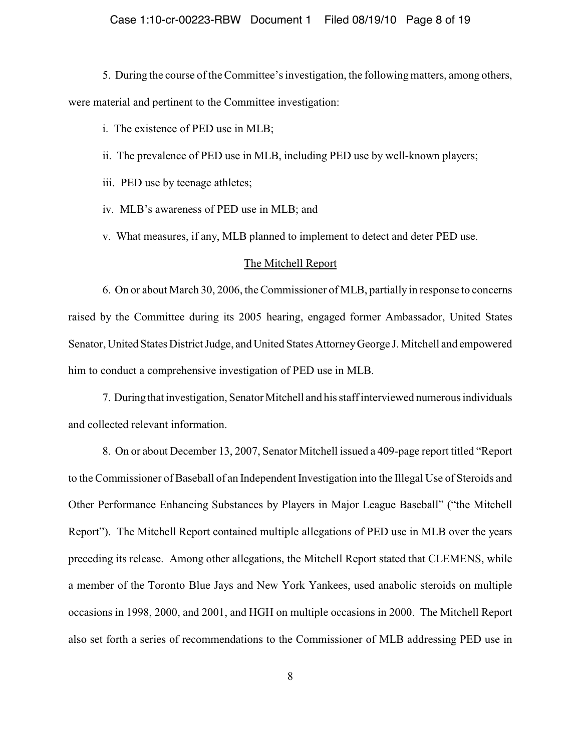5. During the course of the Committee's investigation, the following matters, among others, were material and pertinent to the Committee investigation:

i. The existence of PED use in MLB;

ii. The prevalence of PED use in MLB, including PED use by well-known players;

iii. PED use by teenage athletes;

iv. MLB's awareness of PED use in MLB; and

v. What measures, if any, MLB planned to implement to detect and deter PED use.

<u>The Mitchell Report</u>

6. On or about March 30, 2006, the Commissioner of MLB, partially in response to concerns raised by the Committee during its 2005 hearing, engaged former Ambassador, United States Senator, United States District Judge, and United States Attorney George J. Mitchell and empowered him to conduct a comprehensive investigation of PED use in MLB.

7. During that investigation, Senator Mitchell and his staff interviewed numerous individuals and collected relevant information.

8. On or about December 13, 2007, Senator Mitchell issued a 409-page report titled "Report to the Commissioner of Baseball of an Independent Investigation into the Illegal Use of Steroids and Other Performance Enhancing Substances by Players in Major League Baseball" ("the Mitchell Report"). The Mitchell Report contained multiple allegations of PED use in MLB over the years preceding its release. Among other allegations, the Mitchell Report stated that CLEMENS, while a member of the Toronto Blue Jays and New York Yankees, used anabolic steroids on multiple occasions in 1998, 2000, and 2001, and HGH on multiple occasions in 2000. The Mitchell Report also set forth a series of recommendations to the Commissioner of MLB addressing PED use in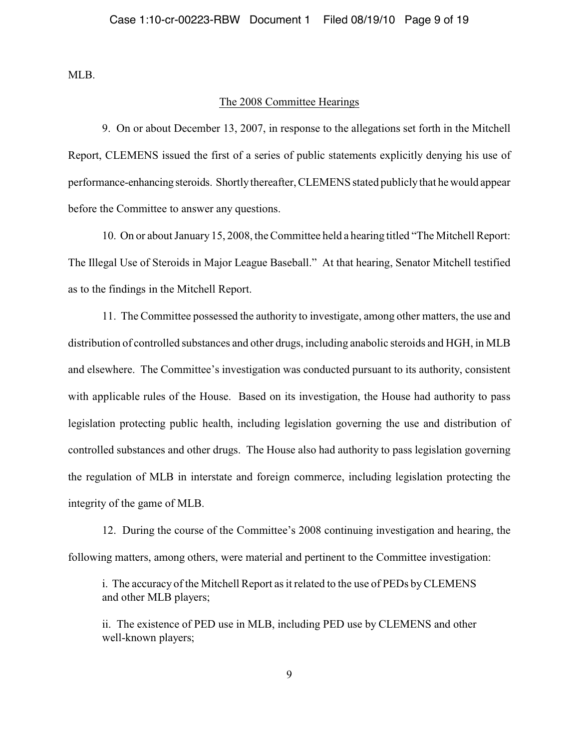MLB.

## The 2008 Committee Hearings

9. On or about December 13, 2007, in response to the allegations set forth in the Mitchell Report, CLEMENS issued the first of a series of public statements explicitly denying his use of performance-enhancing steroids. Shortly thereafter, CLEMENS stated publicly that he would appear before the Committee to answer any questions.

10. On or about January 15, 2008, the Committee held a hearing titled "The Mitchell Report: The Illegal Use of Steroids in Major League Baseball." At that hearing, Senator Mitchell testified as to the findings in the Mitchell Report.

11. The Committee possessed the authority to investigate, among other matters, the use and distribution of controlled substances and other drugs, including anabolic steroids and HGH, in MLB and elsewhere. The Committee's investigation was conducted pursuant to its authority, consistent with applicable rules of the House. Based on its investigation, the House had authority to pass legislation protecting public health, including legislation governing the use and distribution of controlled substances and other drugs. The House also had authority to pass legislation governing the regulation of MLB in interstate and foreign commerce, including legislation protecting the integrity of the game of MLB.

12. During the course of the Committee's 2008 continuing investigation and hearing, the following matters, among others, were material and pertinent to the Committee investigation:

i. The accuracy of the Mitchell Report as it related to the use of PEDs by CLEMENS and other MLB players;

ii. The existence of PED use in MLB, including PED use by CLEMENS and other well-known players;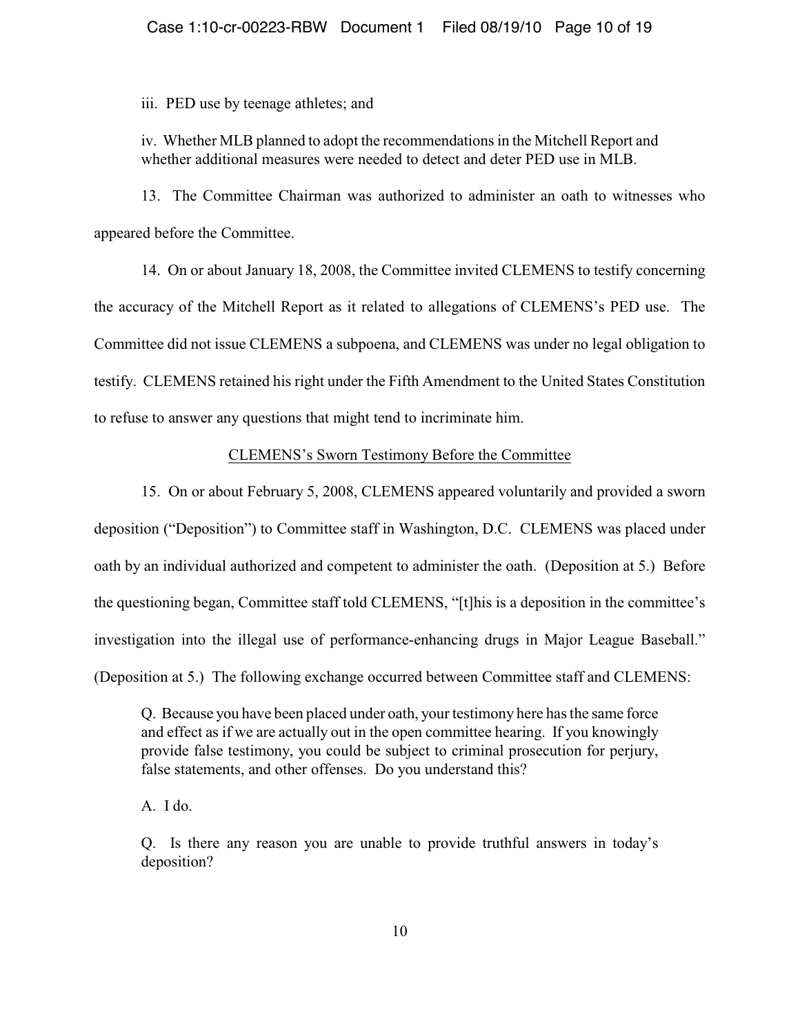iii. PED use by teenage athletes; and

iv. Whether MLB planned to adopt the recommendations in the Mitchell Report and whether additional measures were needed to detect and deter PED use in MLB.

13. The Committee Chairman was authorized to administer an oath to witnesses who appeared before the Committee.

14. On or about January 18, 2008, the Committee invited CLEMENS to testify concerning the accuracy of the Mitchell Report as it related to allegations of CLEMENS's PED use. The Committee did not issue CLEMENS a subpoena, and CLEMENS was under no legal obligation to testify. CLEMENS retained his right under the Fifth Amendment to the United States Constitution to refuse to answer any questions that might tend to incriminate him.

## CLEMENS's Sworn Testimony Before the Committee

15. On or about February 5, 2008, CLEMENS appeared voluntarily and provided a sworn deposition ("Deposition") to Committee staff in Washington, D.C. CLEMENS was placed under oath by an individual authorized and competent to administer the oath. (Deposition at 5.) Before the questioning began, Committee staff told CLEMENS, "[t]his is a deposition in the committee's investigation into the illegal use of performance-enhancing drugs in Major League Baseball." (Deposition at 5.) The following exchange occurred between Committee staff and CLEMENS:

> Q. Because you have been placed under oath, your testimony here has the same force and effect as if we are actually out in the open committee hearing. If you knowingly provide false testimony, you could be subject to criminal prosecution for perjury, false statements, and other offenses. Do you understand this?
>
> A. I do.
>
> Q. Is there any reason you are unable to provide truthful answers in today's deposition?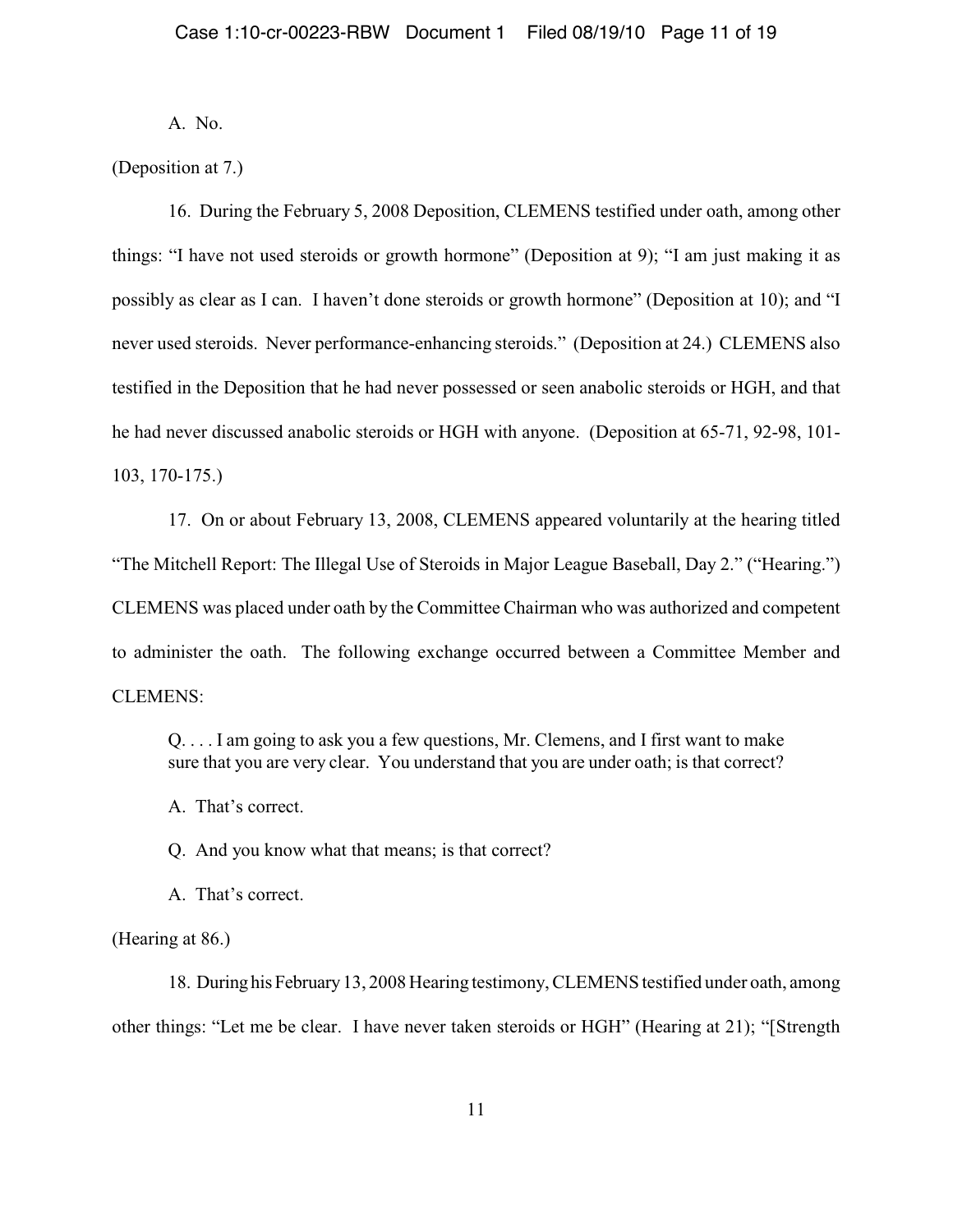A. No.

(Deposition at 7.)

16. During the February 5, 2008 Deposition, CLEMENS testified under oath, among other things: "I have not used steroids or growth hormone" (Deposition at 9); "I am just making it as possibly as clear as I can. I haven't done steroids or growth hormone" (Deposition at 10); and "I never used steroids. Never performance-enhancing steroids." (Deposition at 24.) CLEMENS also testified in the Deposition that he had never possessed or seen anabolic steroids or HGH, and that he had never discussed anabolic steroids or HGH with anyone. (Deposition at 65-71, 92-98, 101-103, 170-175.)

17. On or about February 13, 2008, CLEMENS appeared voluntarily at the hearing titled "The Mitchell Report: The Illegal Use of Steroids in Major League Baseball, Day 2." ("Hearing.") CLEMENS was placed under oath by the Committee Chairman who was authorized and competent to administer the oath. The following exchange occurred between a Committee Member and CLEMENS:

> Q. . . . I am going to ask you a few questions, Mr. Clemens, and I first want to make sure that you are very clear. You understand that you are under oath; is that correct?
>
> A. That's correct.
>
> Q. And you know what that means; is that correct?
>
> A. That's correct.

(Hearing at 86.)

18. During his February 13, 2008 Hearing testimony, CLEMENS testified under oath, among other things: "Let me be clear. I have never taken steroids or HGH" (Hearing at 21); "[Strength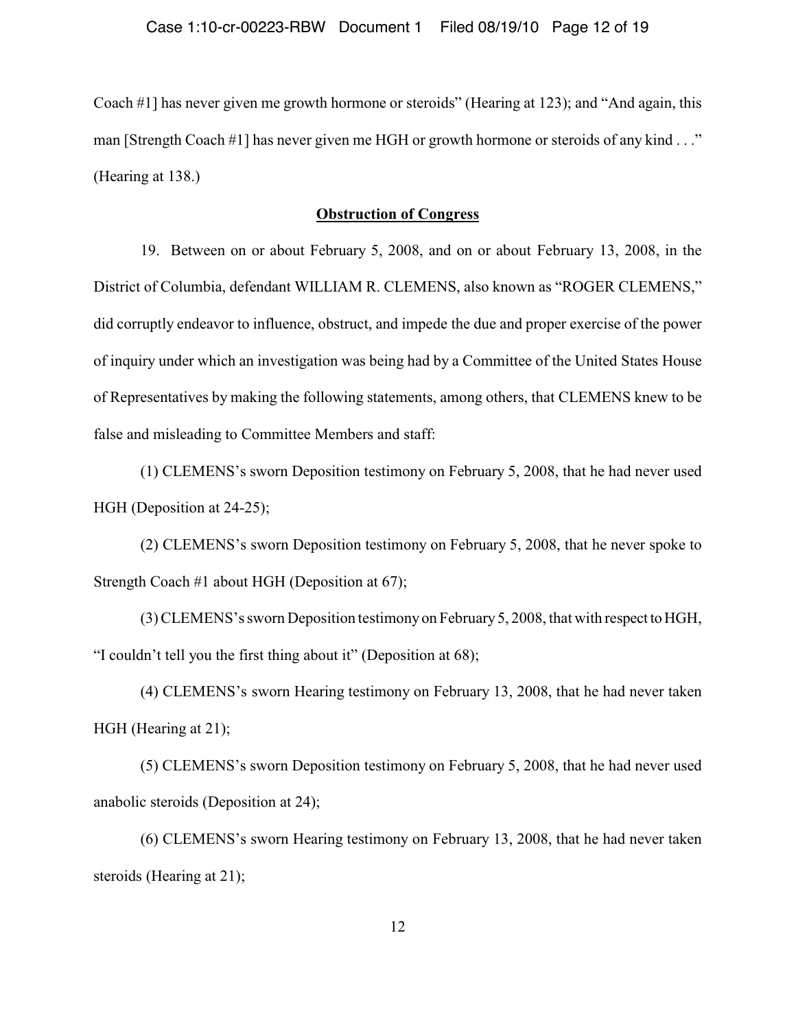Coach #1] has never given me growth hormone or steroids" (Hearing at 123); and "And again, this man [Strength Coach #1] has never given me HGH or growth hormone or steroids of any kind . . ." (Hearing at 138.)

**Obstruction of Congress**

19. Between on or about February 5, 2008, and on or about February 13, 2008, in the District of Columbia, defendant WILLIAM R. CLEMENS, also known as "ROGER CLEMENS," did corruptly endeavor to influence, obstruct, and impede the due and proper exercise of the power of inquiry under which an investigation was being had by a Committee of the United States House of Representatives by making the following statements, among others, that CLEMENS knew to be false and misleading to Committee Members and staff:

(1) CLEMENS's sworn Deposition testimony on February 5, 2008, that he had never used HGH (Deposition at 24-25);

(2) CLEMENS's sworn Deposition testimony on February 5, 2008, that he never spoke to Strength Coach #1 about HGH (Deposition at 67);

(3) CLEMENS's sworn Deposition testimony on February 5, 2008, that with respect to HGH, "I couldn't tell you the first thing about it" (Deposition at 68);

(4) CLEMENS's sworn Hearing testimony on February 13, 2008, that he had never taken HGH (Hearing at 21);

(5) CLEMENS's sworn Deposition testimony on February 5, 2008, that he had never used anabolic steroids (Deposition at 24);

(6) CLEMENS's sworn Hearing testimony on February 13, 2008, that he had never taken steroids (Hearing at 21);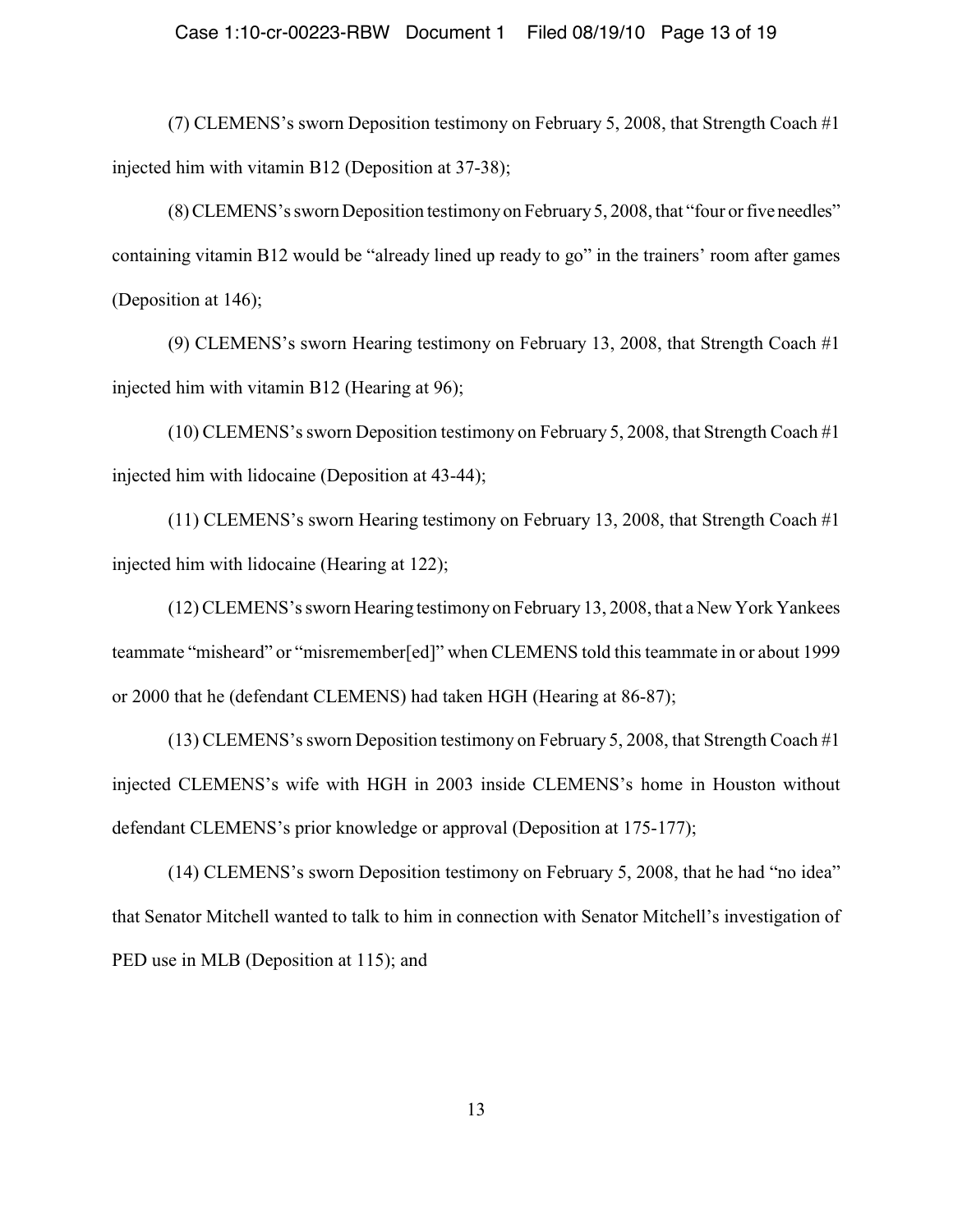(7) CLEMENS's sworn Deposition testimony on February 5, 2008, that Strength Coach #1 injected him with vitamin B12 (Deposition at 37-38);

(8) CLEMENS's sworn Deposition testimony on February 5, 2008, that "four or five needles" containing vitamin B12 would be "already lined up ready to go" in the trainers' room after games (Deposition at 146);

(9) CLEMENS's sworn Hearing testimony on February 13, 2008, that Strength Coach #1 injected him with vitamin B12 (Hearing at 96);

(10) CLEMENS's sworn Deposition testimony on February 5, 2008, that Strength Coach #1 injected him with lidocaine (Deposition at 43-44);

(11) CLEMENS's sworn Hearing testimony on February 13, 2008, that Strength Coach #1 injected him with lidocaine (Hearing at 122);

(12) CLEMENS's sworn Hearing testimony on February 13, 2008, that a New York Yankees teammate "misheard" or "misremember[ed]" when CLEMENS told this teammate in or about 1999 or 2000 that he (defendant CLEMENS) had taken HGH (Hearing at 86-87);

(13) CLEMENS's sworn Deposition testimony on February 5, 2008, that Strength Coach #1 injected CLEMENS's wife with HGH in 2003 inside CLEMENS's home in Houston without defendant CLEMENS's prior knowledge or approval (Deposition at 175-177);

(14) CLEMENS's sworn Deposition testimony on February 5, 2008, that he had "no idea" that Senator Mitchell wanted to talk to him in connection with Senator Mitchell's investigation of PED use in MLB (Deposition at 115); and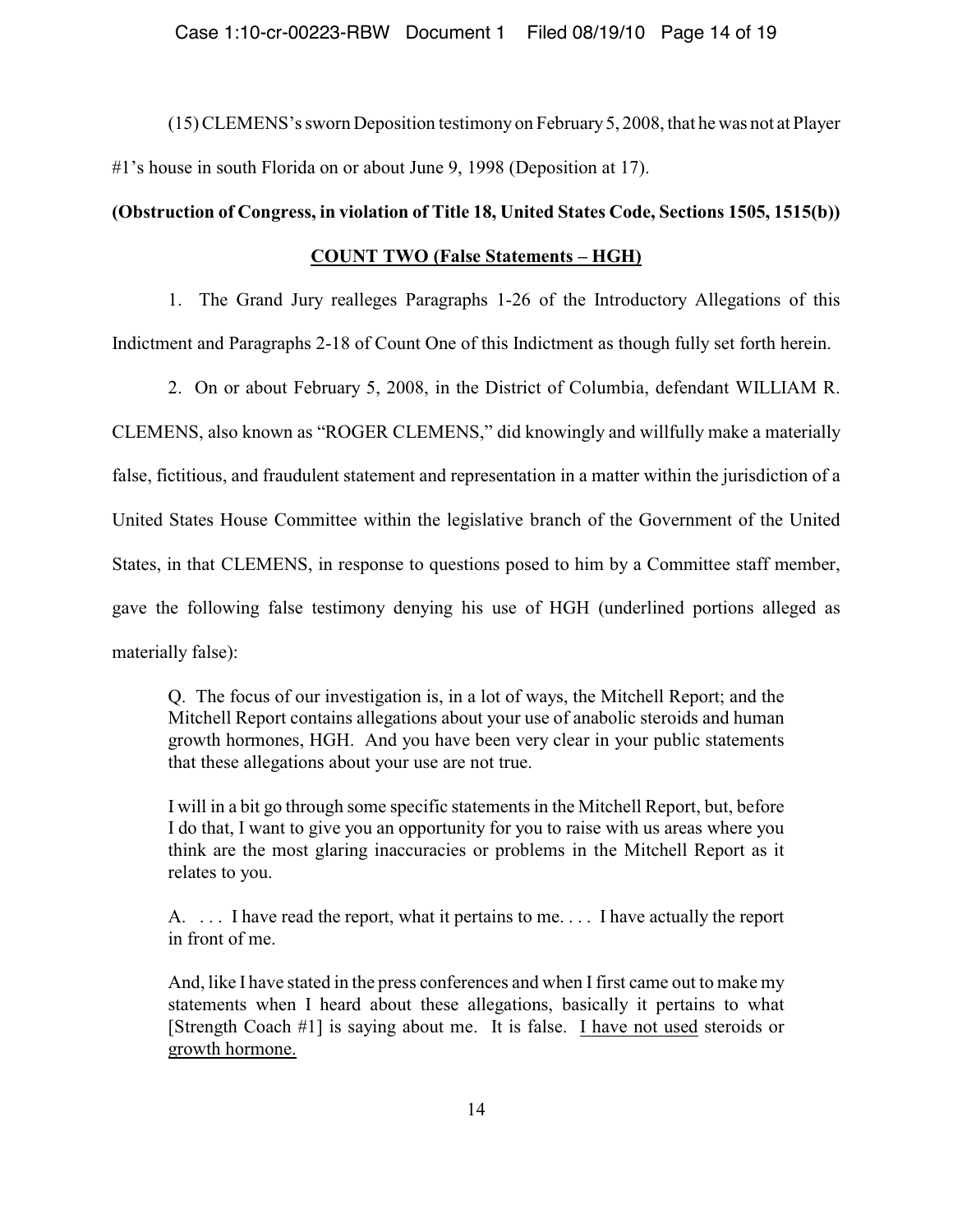(15) CLEMENS's sworn Deposition testimony on February 5, 2008, that he was not at Player #1's house in south Florida on or about June 9, 1998 (Deposition at 17).

**(Obstruction of Congress, in violation of Title 18, United States Code, Sections 1505, 1515(b))**

**<u>COUNT TWO (False Statements – HGH)</u>**

1. The Grand Jury realleges Paragraphs 1-26 of the Introductory Allegations of this Indictment and Paragraphs 2-18 of Count One of this Indictment as though fully set forth herein.

2. On or about February 5, 2008, in the District of Columbia, defendant WILLIAM R. CLEMENS, also known as "ROGER CLEMENS," did knowingly and willfully make a materially false, fictitious, and fraudulent statement and representation in a matter within the jurisdiction of a United States House Committee within the legislative branch of the Government of the United States, in that CLEMENS, in response to questions posed to him by a Committee staff member, gave the following false testimony denying his use of HGH (underlined portions alleged as materially false):

> Q. The focus of our investigation is, in a lot of ways, the Mitchell Report; and the Mitchell Report contains allegations about your use of anabolic steroids and human growth hormones, HGH. And you have been very clear in your public statements that these allegations about your use are not true.
>
> I will in a bit go through some specific statements in the Mitchell Report, but, before I do that, I want to give you an opportunity for you to raise with us areas where you think are the most glaring inaccuracies or problems in the Mitchell Report as it relates to you.
>
> A. . . . I have read the report, what it pertains to me. . . . I have actually the report in front of me.
>
> And, like I have stated in the press conferences and when I first came out to make my statements when I heard about these allegations, basically it pertains to what [Strength Coach #1] is saying about me. It is false. <u>I have not used</u> steroids or <u>growth hormone.</u>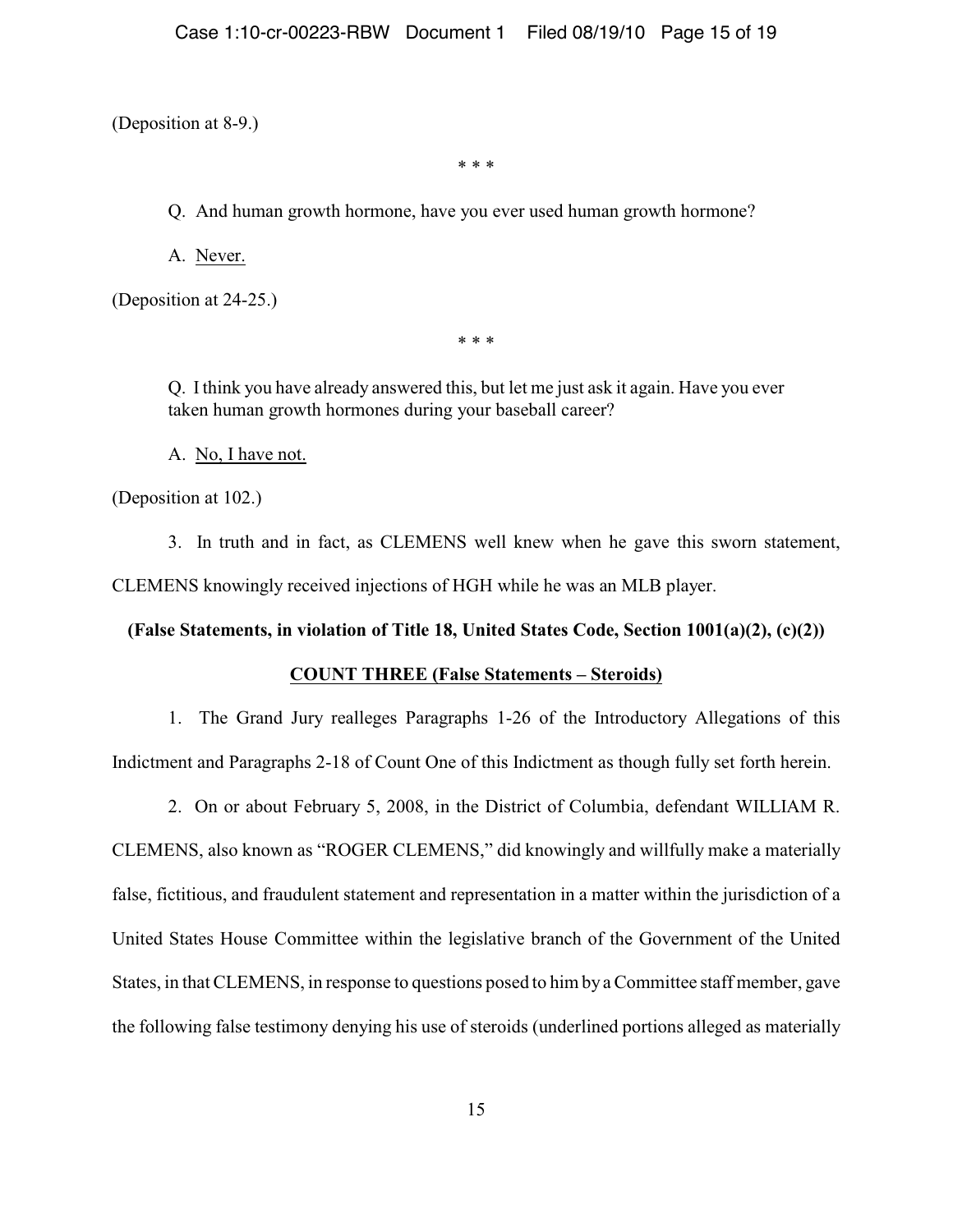(Deposition at 8-9.)

\* \* \*

Q. And human growth hormone, have you ever used human growth hormone?

A. <u>Never.</u>

(Deposition at 24-25.)

\* \* \*

Q. I think you have already answered this, but let me just ask it again. Have you ever taken human growth hormones during your baseball career?

A. <u>No, I have not.</u>

(Deposition at 102.)

3. In truth and in fact, as CLEMENS well knew when he gave this sworn statement, CLEMENS knowingly received injections of HGH while he was an MLB player.

**(False Statements, in violation of Title 18, United States Code, Section 1001(a)(2), (c)(2))**

**<u>COUNT THREE (False Statements – Steroids)</u>**

1. The Grand Jury realleges Paragraphs 1-26 of the Introductory Allegations of this Indictment and Paragraphs 2-18 of Count One of this Indictment as though fully set forth herein.

2. On or about February 5, 2008, in the District of Columbia, defendant WILLIAM R. CLEMENS, also known as "ROGER CLEMENS," did knowingly and willfully make a materially false, fictitious, and fraudulent statement and representation in a matter within the jurisdiction of a United States House Committee within the legislative branch of the Government of the United States, in that CLEMENS, in response to questions posed to him by a Committee staff member, gave the following false testimony denying his use of steroids (underlined portions alleged as materially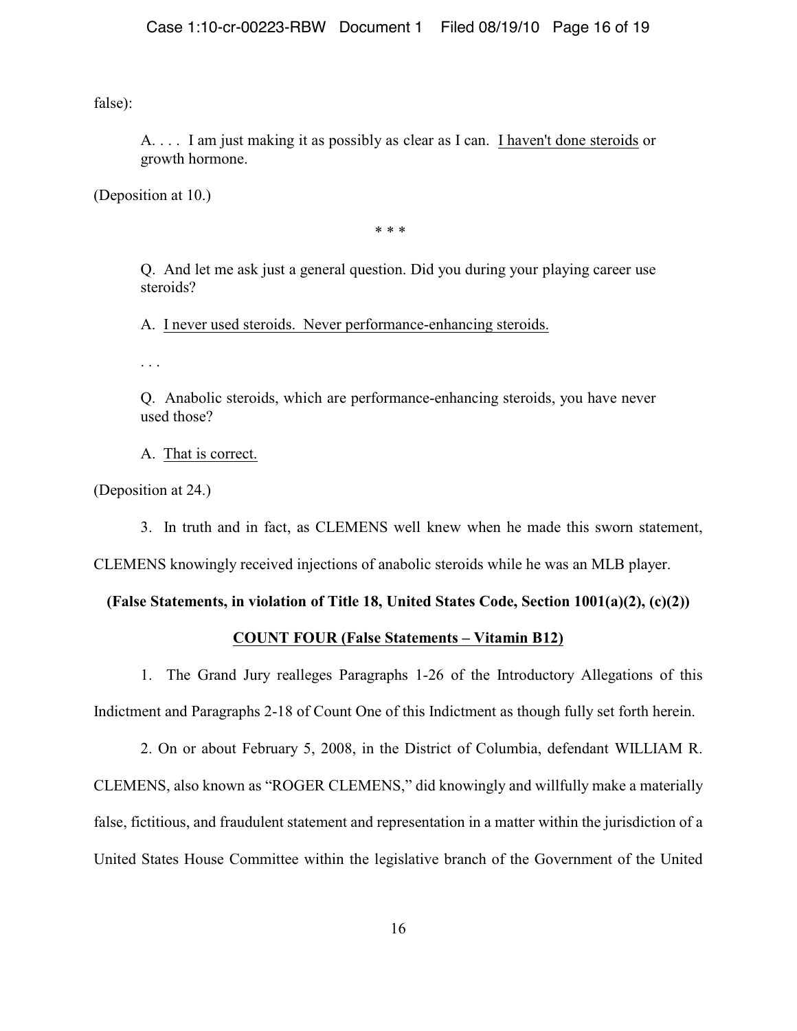false):

> A. . . . I am just making it as possibly as clear as I can. <u>I haven't done steroids</u> or growth hormone.

(Deposition at 10.)

\* \* \*

> Q. And let me ask just a general question. Did you during your playing career use steroids?
>
> A. <u>I never used steroids. Never performance-enhancing steroids.</u>
>
> . . .
>
> Q. Anabolic steroids, which are performance-enhancing steroids, you have never used those?
>
> A. <u>That is correct.</u>

(Deposition at 24.)

3. In truth and in fact, as CLEMENS well knew when he made this sworn statement, CLEMENS knowingly received injections of anabolic steroids while he was an MLB player.

**(False Statements, in violation of Title 18, United States Code, Section 1001(a)(2), (c)(2))**

**<u>COUNT FOUR (False Statements – Vitamin B12)</u>**

1. The Grand Jury realleges Paragraphs 1-26 of the Introductory Allegations of this Indictment and Paragraphs 2-18 of Count One of this Indictment as though fully set forth herein.

2. On or about February 5, 2008, in the District of Columbia, defendant WILLIAM R. CLEMENS, also known as "ROGER CLEMENS," did knowingly and willfully make a materially false, fictitious, and fraudulent statement and representation in a matter within the jurisdiction of a United States House Committee within the legislative branch of the Government of the United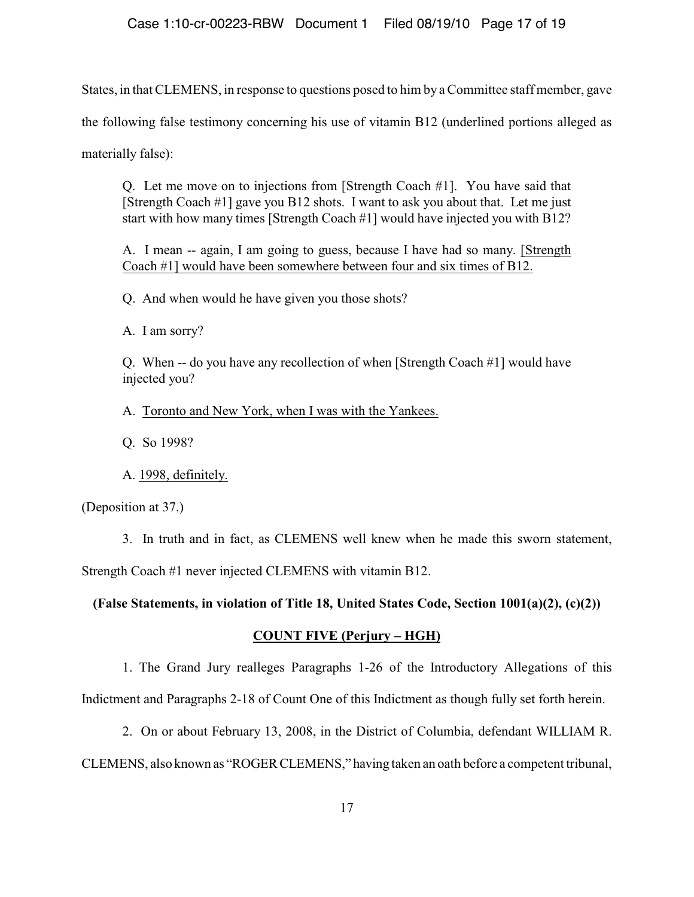States, in that CLEMENS, in response to questions posed to him by a Committee staff member, gave the following false testimony concerning his use of vitamin B12 (underlined portions alleged as materially false):

> Q. Let me move on to injections from [Strength Coach #1]. You have said that [Strength Coach #1] gave you B12 shots. I want to ask you about that. Let me just start with how many times [Strength Coach #1] would have injected you with B12?
>
> A. I mean -- again, I am going to guess, because I have had so many. <u>[Strength Coach #1] would have been somewhere between four and six times of B12.</u>
>
> Q. And when would he have given you those shots?
>
> A. I am sorry?
>
> Q. When -- do you have any recollection of when [Strength Coach #1] would have injected you?
>
> A. <u>Toronto and New York, when I was with the Yankees.</u>
>
> Q. So 1998?
>
> A. <u>1998, definitely.</u>

(Deposition at 37.)

3. In truth and in fact, as CLEMENS well knew when he made this sworn statement, Strength Coach #1 never injected CLEMENS with vitamin B12.

**(False Statements, in violation of Title 18, United States Code, Section 1001(a)(2), (c)(2))**

## <u>COUNT FIVE (Perjury – HGH)</u>

1. The Grand Jury realleges Paragraphs 1-26 of the Introductory Allegations of this Indictment and Paragraphs 2-18 of Count One of this Indictment as though fully set forth herein.

2. On or about February 13, 2008, in the District of Columbia, defendant WILLIAM R. CLEMENS, also known as "ROGER CLEMENS," having taken an oath before a competent tribunal,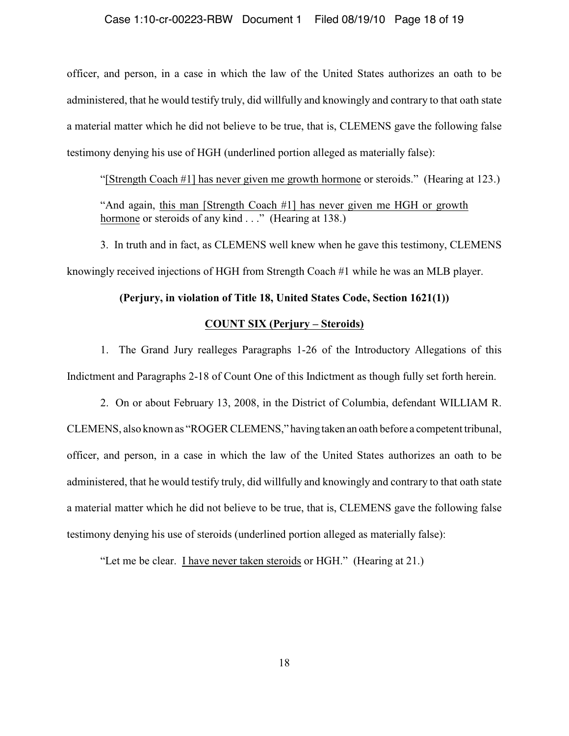officer, and person, in a case in which the law of the United States authorizes an oath to be administered, that he would testify truly, did willfully and knowingly and contrary to that oath state a material matter which he did not believe to be true, that is, CLEMENS gave the following false testimony denying his use of HGH (underlined portion alleged as materially false):

> "<u>[Strength Coach #1] has never given me growth hormone</u> or steroids." (Hearing at 123.)

> "And again, <u>this man [Strength Coach #1] has never given me HGH or growth hormone</u> or steroids of any kind . . ." (Hearing at 138.)

3. In truth and in fact, as CLEMENS well knew when he gave this testimony, CLEMENS knowingly received injections of HGH from Strength Coach #1 while he was an MLB player.

**(Perjury, in violation of Title 18, United States Code, Section 1621(1))**

## COUNT SIX (Perjury – Steroids)

1. The Grand Jury realleges Paragraphs 1-26 of the Introductory Allegations of this Indictment and Paragraphs 2-18 of Count One of this Indictment as though fully set forth herein.

2. On or about February 13, 2008, in the District of Columbia, defendant WILLIAM R. CLEMENS, also known as "ROGER CLEMENS," having taken an oath before a competent tribunal, officer, and person, in a case in which the law of the United States authorizes an oath to be administered, that he would testify truly, did willfully and knowingly and contrary to that oath state a material matter which he did not believe to be true, that is, CLEMENS gave the following false testimony denying his use of steroids (underlined portion alleged as materially false):

> "Let me be clear. <u>I have never taken steroids</u> or HGH." (Hearing at 21.)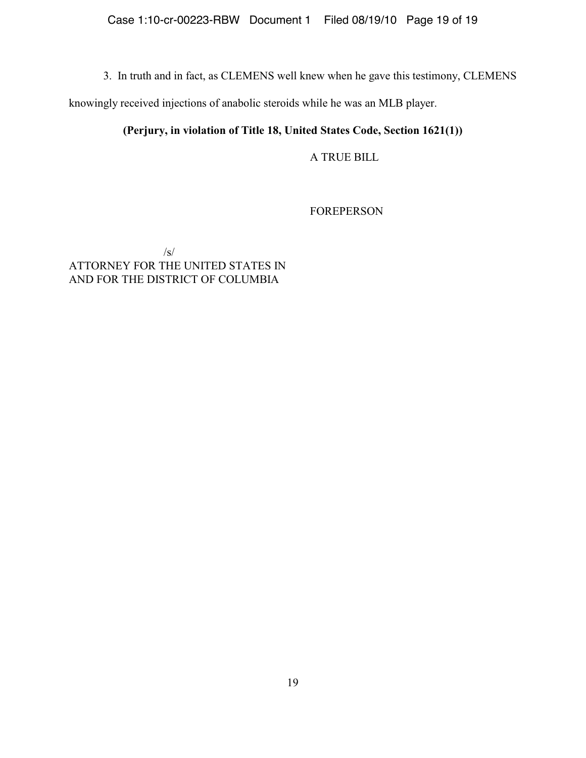3. In truth and in fact, as CLEMENS well knew when he gave this testimony, CLEMENS knowingly received injections of anabolic steroids while he was an MLB player.

**(Perjury, in violation of Title 18, United States Code, Section 1621(1))**

A TRUE BILL

FOREPERSON

/s/
ATTORNEY FOR THE UNITED STATES IN AND FOR THE DISTRICT OF COLUMBIA